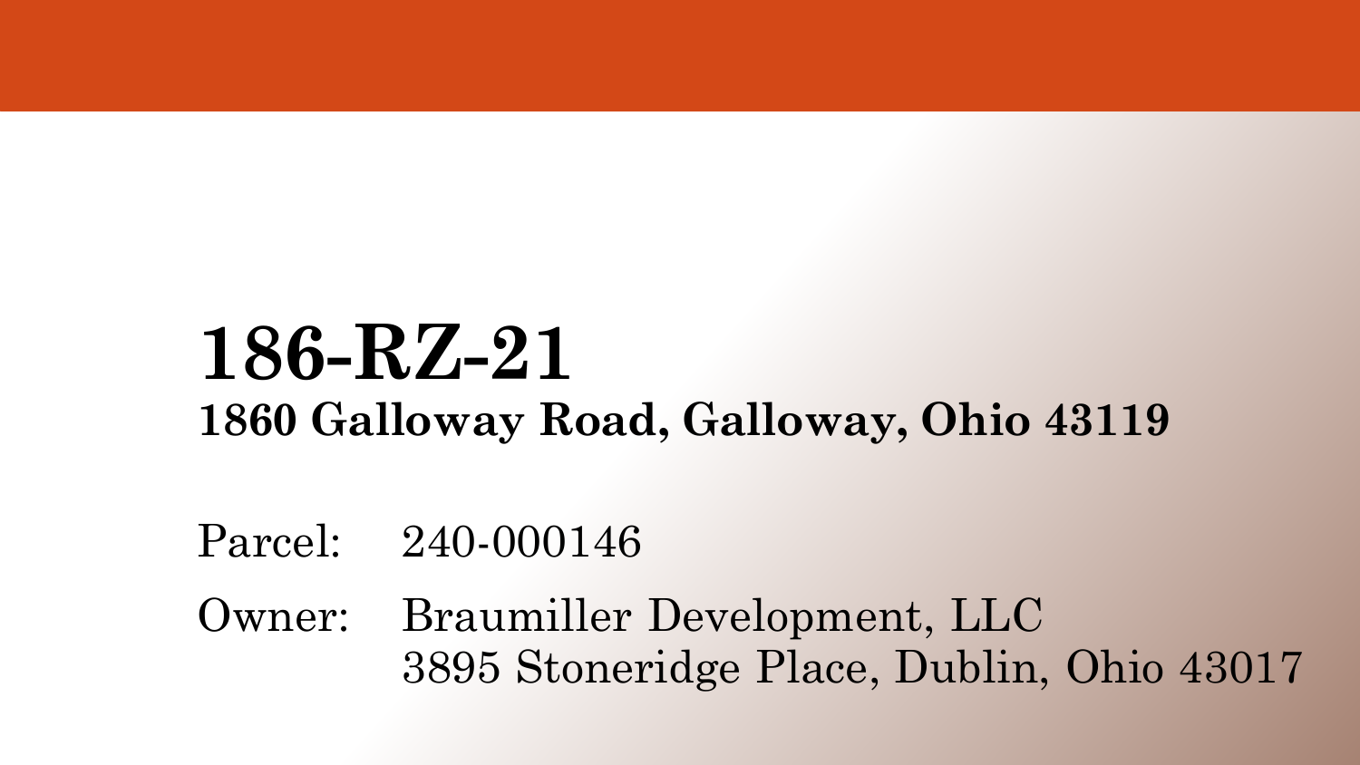# 186-RZ-21

**1860 Galloway Road, Galloway, Ohio 43119**

Parcel: 240-000146

Owner: Braumiller Development, LLC
3895 Stoneridge Place, Dublin, Ohio 43017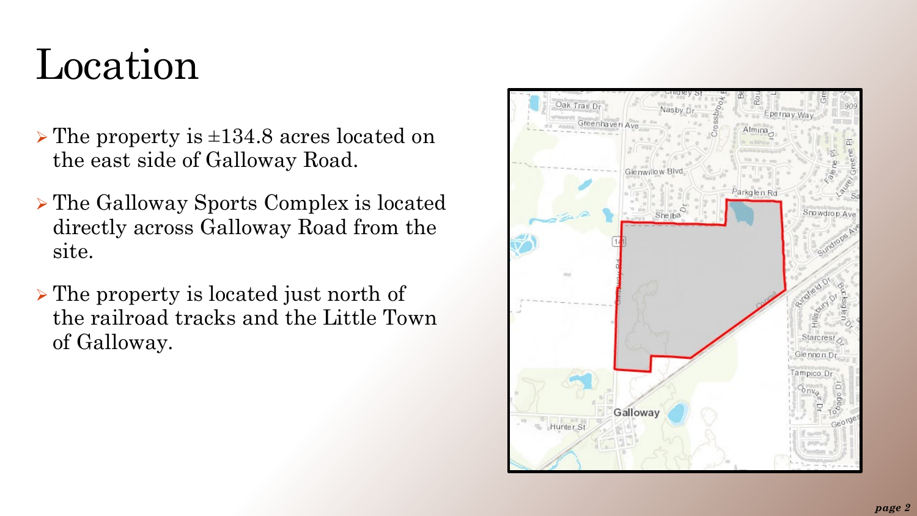# Location

- The property is ±134.8 acres located on the east side of Galloway Road.
- The Galloway Sports Complex is located directly across Galloway Road from the site.
- The property is located just north of the railroad tracks and the Little Town of Galloway.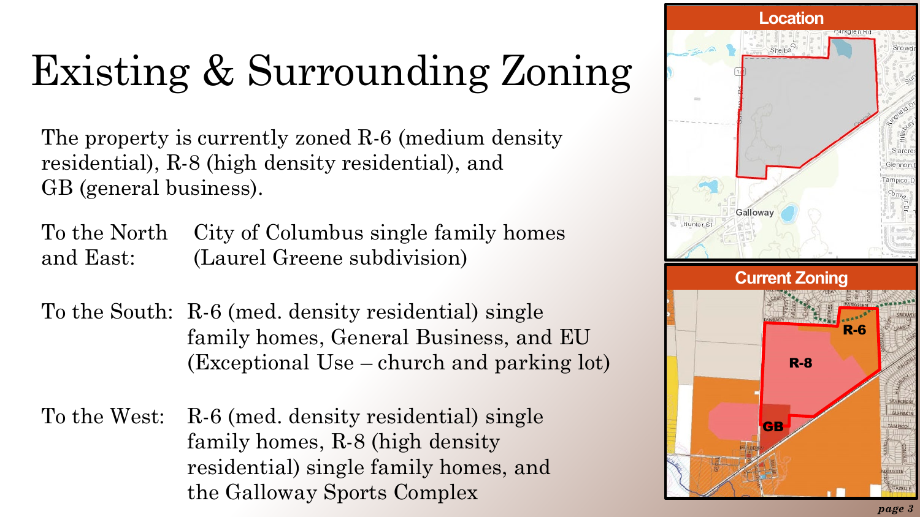# Existing & Surrounding Zoning

The property is currently zoned R-6 (medium density residential), R-8 (high density residential), and GB (general business).

**To the North and East:** City of Columbus single family homes (Laurel Greene subdivision)

**To the South:** R-6 (med. density residential) single family homes, General Business, and EU (Exceptional Use – church and parking lot)

**To the West:** R-6 (med. density residential) single family homes, R-8 (high density residential) single family homes, and the Galloway Sports Complex

## Location

## Current Zoning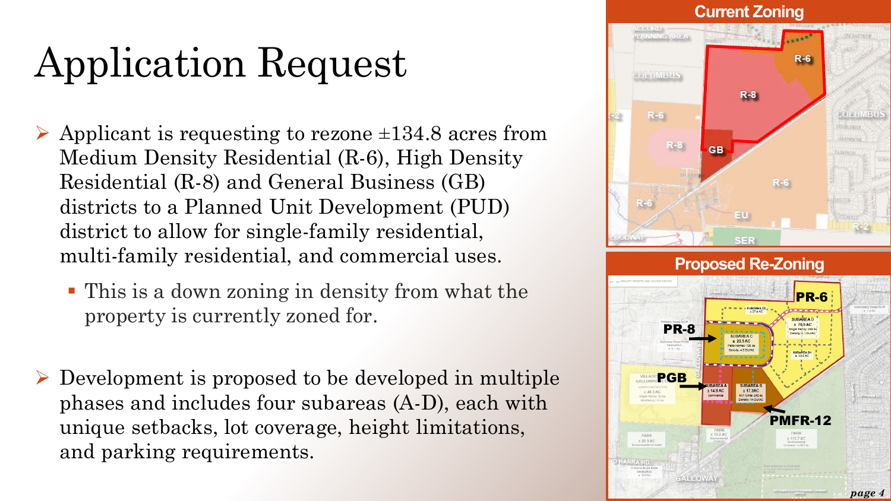# Application Request

- Applicant is requesting to rezone ±134.8 acres from Medium Density Residential (R-6), High Density Residential (R-8) and General Business (GB) districts to a Planned Unit Development (PUD) district to allow for single-family residential, multi-family residential, and commercial uses.
  - This is a down zoning in density from what the property is currently zoned for.

- Development is proposed to be developed in multiple phases and includes four subareas (A-D), each with unique setbacks, lot coverage, height limitations, and parking requirements.

## Current Zoning

## Proposed Re-Zoning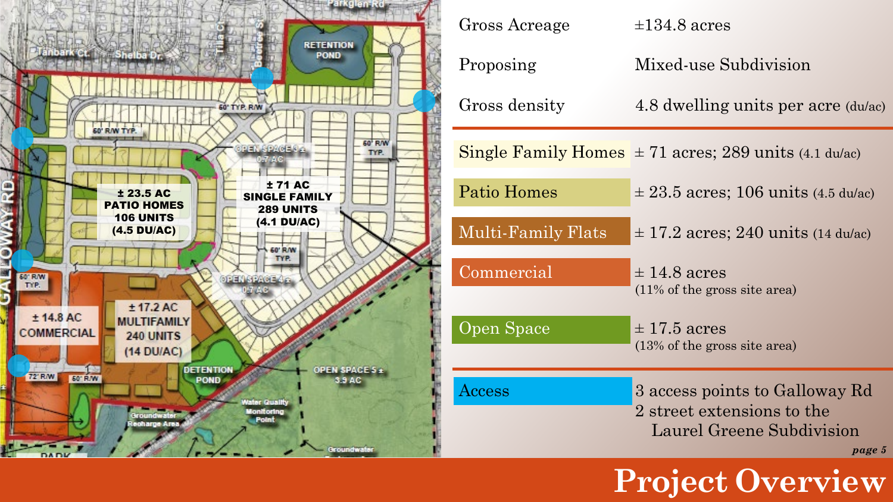# Project Overview

| | |
|---|---|
| Gross Acreage | ±134.8 acres |
| Proposing | Mixed-use Subdivision |
| Gross density | 4.8 dwelling units per acre (du/ac) |

| | |
|---|---|
| Single Family Homes | ± 71 acres; 289 units (4.1 du/ac) |
| Patio Homes | ± 23.5 acres; 106 units (4.5 du/ac) |
| Multi-Family Flats | ± 17.2 acres; 240 units (14 du/ac) |
| Commercial | ± 14.8 acres (11% of the gross site area) |
| Open Space | ± 17.5 acres (13% of the gross site area) |

| | |
|---|---|
| Access | 3 access points to Galloway Rd<br>2 street extensions to the Laurel Greene Subdivision |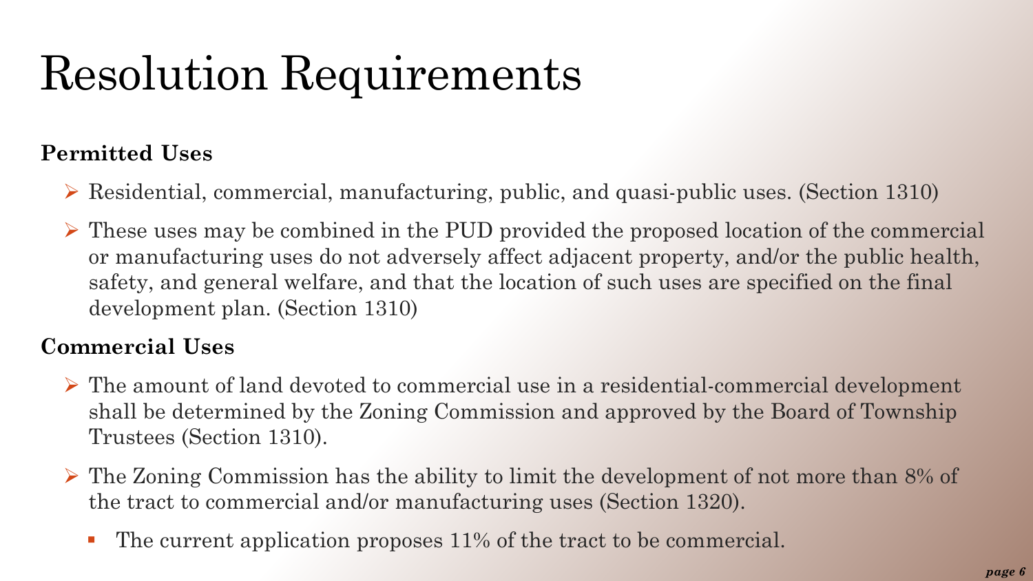# Resolution Requirements

**Permitted Uses**

- Residential, commercial, manufacturing, public, and quasi-public uses. (Section 1310)
- These uses may be combined in the PUD provided the proposed location of the commercial or manufacturing uses do not adversely affect adjacent property, and/or the public health, safety, and general welfare, and that the location of such uses are specified on the final development plan. (Section 1310)

**Commercial Uses**

- The amount of land devoted to commercial use in a residential-commercial development shall be determined by the Zoning Commission and approved by the Board of Township Trustees (Section 1310).
- The Zoning Commission has the ability to limit the development of not more than 8% of the tract to commercial and/or manufacturing uses (Section 1320).
  - The current application proposes 11% of the tract to be commercial.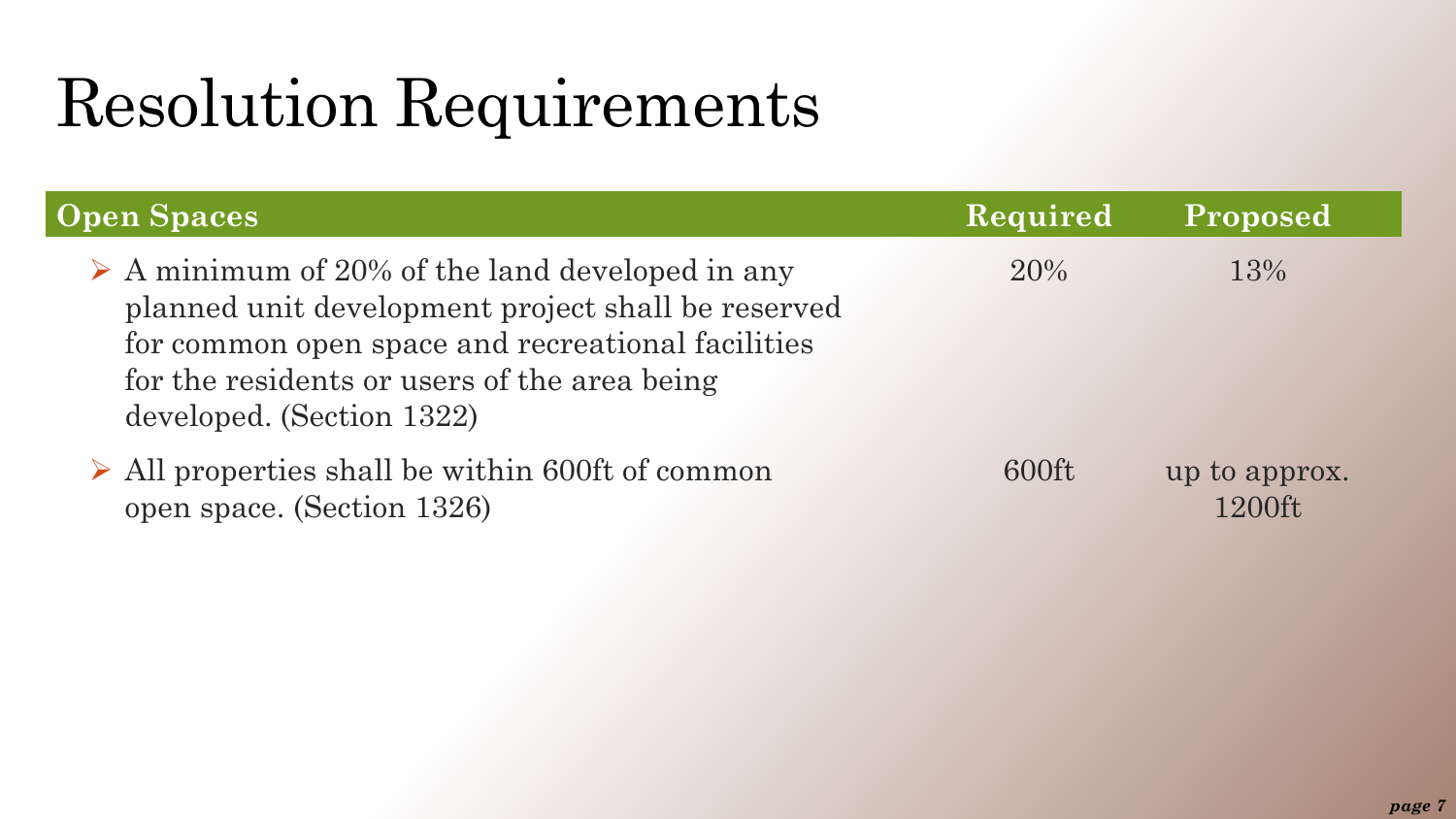# Resolution Requirements

| Open Spaces | Required | Proposed |
| --- | --- | --- |
| ➢ A minimum of 20% of the land developed in any planned unit development project shall be reserved for common open space and recreational facilities for the residents or users of the area being developed. (Section 1322) | 20% | 13% |
| ➢ All properties shall be within 600ft of common open space. (Section 1326) | 600ft | up to approx. 1200ft |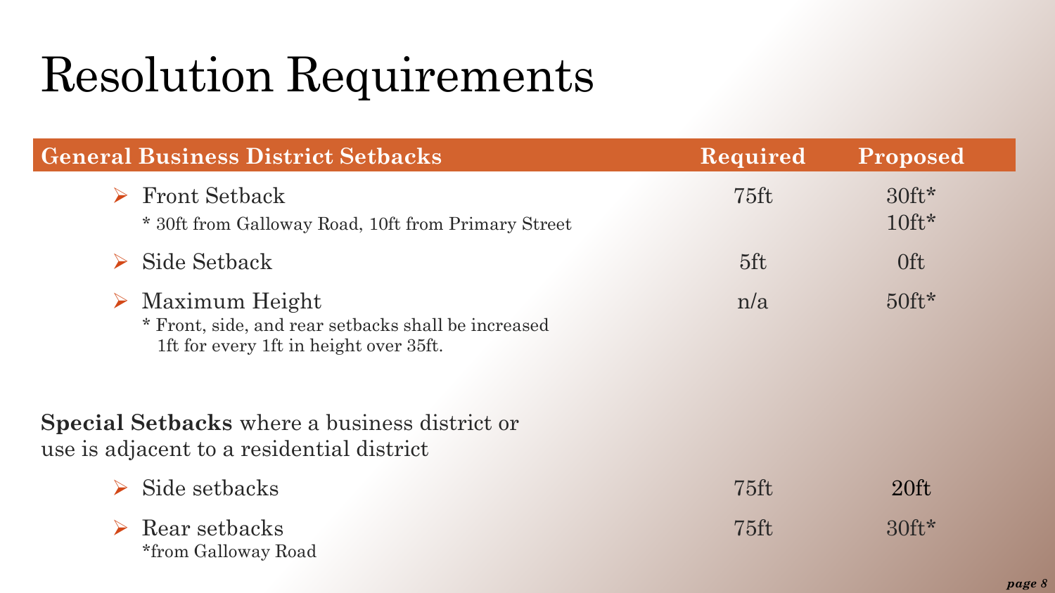# Resolution Requirements

| General Business District Setbacks | Required | Proposed |
|---|---|---|
| ➢ Front Setback<br>* 30ft from Galloway Road, 10ft from Primary Street | 75ft | 30ft*<br>10ft* |
| ➢ Side Setback | 5ft | 0ft |
| ➢ Maximum Height<br>* Front, side, and rear setbacks shall be increased 1ft for every 1ft in height over 35ft. | n/a | 50ft* |

**Special Setbacks** where a business district or use is adjacent to a residential district

| | Required | Proposed |
|---|---|---|
| ➢ Side setbacks | 75ft | 20ft |
| ➢ Rear setbacks<br>*from Galloway Road | 75ft | 30ft* |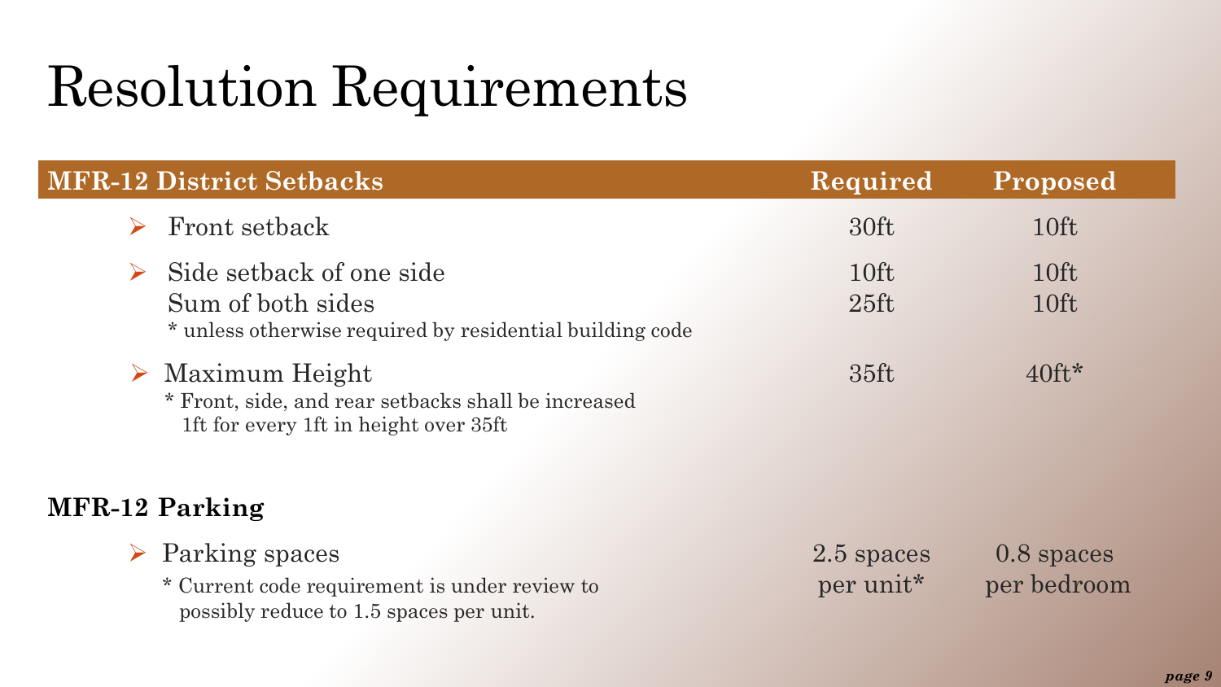# Resolution Requirements

| MFR-12 District Setbacks | Required | Proposed |
|---|---|---|
| ➢ Front setback | 30ft | 10ft |
| ➢ Side setback of one side | 10ft | 10ft |
| Sum of both sides | 25ft | 10ft |
| * unless otherwise required by residential building code | | |
| ➢ Maximum Height | 35ft | 40ft* |
| * Front, side, and rear setbacks shall be increased 1ft for every 1ft in height over 35ft | | |

**MFR-12 Parking**

| | Required | Proposed |
|---|---|---|
| ➢ Parking spaces | 2.5 spaces per unit* | 0.8 spaces per bedroom |
| * Current code requirement is under review to possibly reduce to 1.5 spaces per unit. | | |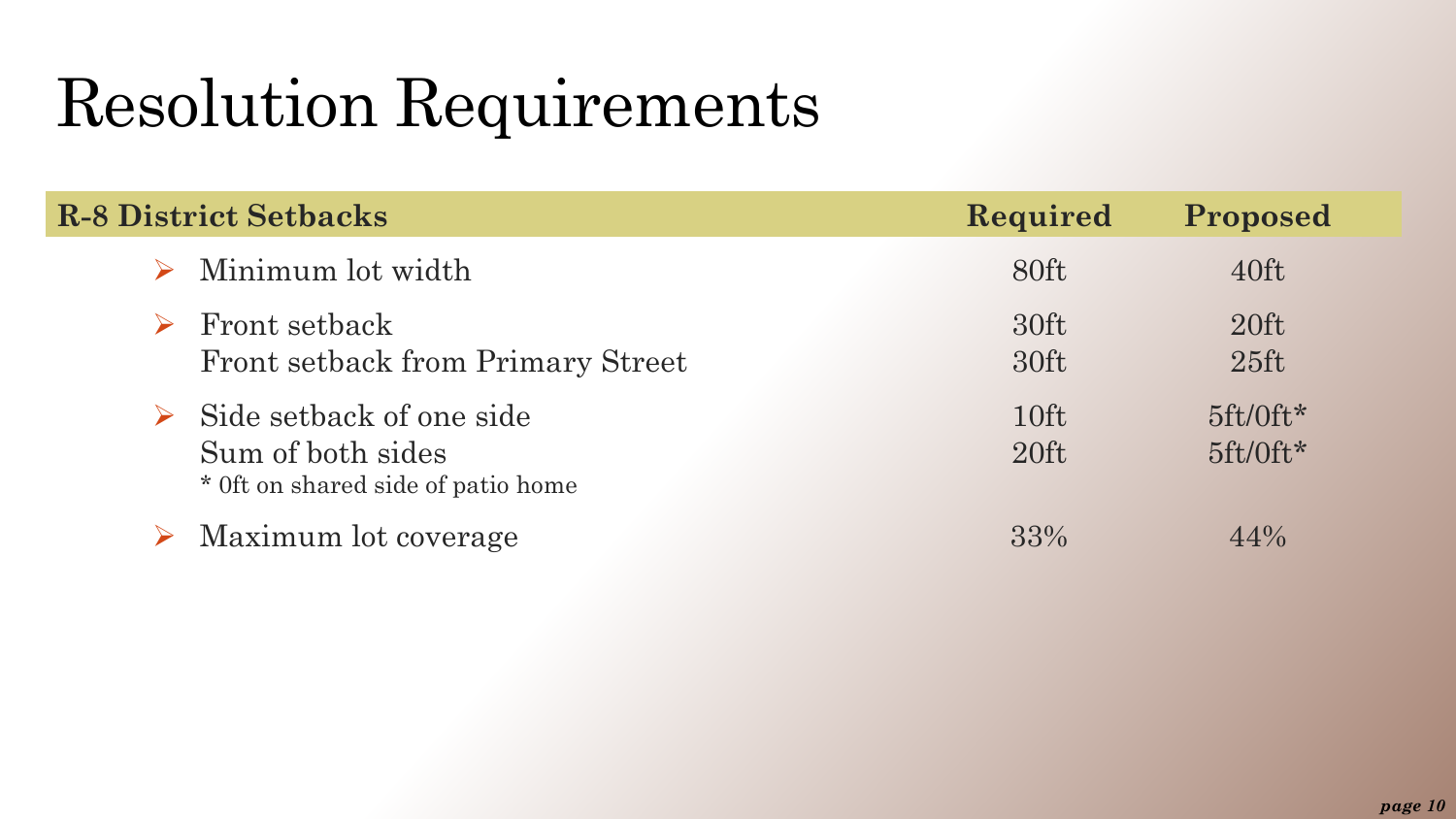# Resolution Requirements

| R-8 District Setbacks | Required | Proposed |
| --- | --- | --- |
| Minimum lot width | 80ft | 40ft |
| Front setback | 30ft | 20ft |
| Front setback from Primary Street | 30ft | 25ft |
| Side setback of one side | 10ft | 5ft/0ft* |
| Sum of both sides | 20ft | 5ft/0ft* |
| Maximum lot coverage | 33% | 44% |

* 0ft on shared side of patio home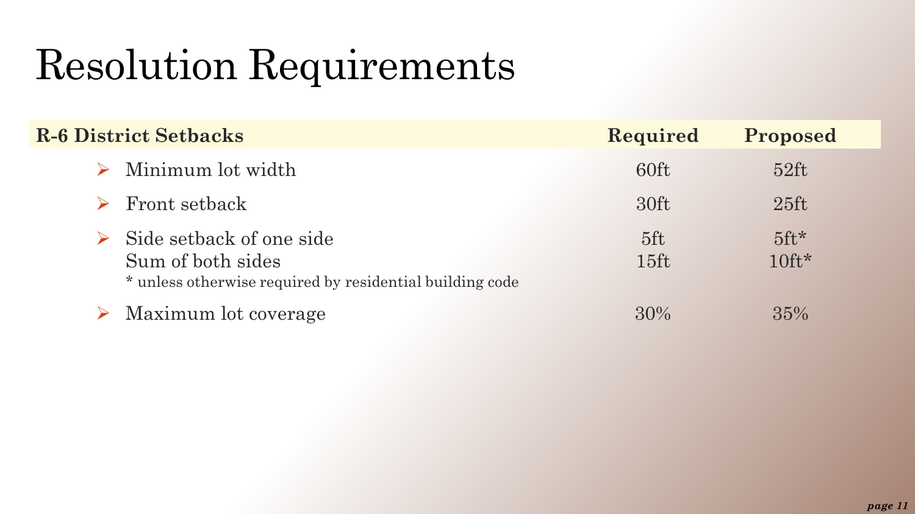# Resolution Requirements

| R-6 District Setbacks | Required | Proposed |
|---|---|---|
| Minimum lot width | 60ft | 52ft |
| Front setback | 30ft | 25ft |
| Side setback of one side | 5ft | 5ft* |
| Sum of both sides | 15ft | 10ft* |
| * unless otherwise required by residential building code | | |
| Maximum lot coverage | 30% | 35% |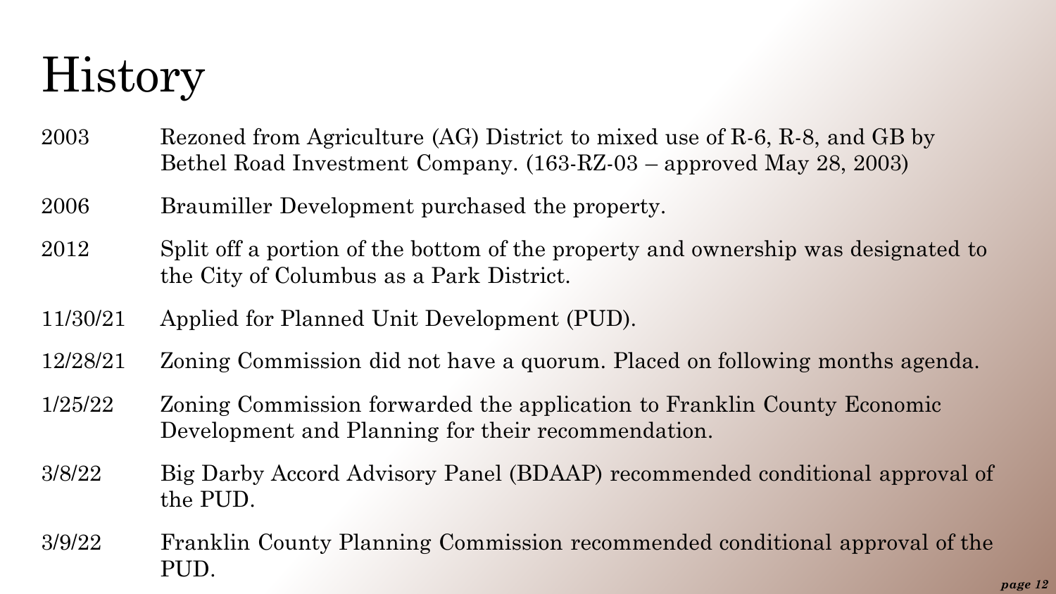# History

| | |
|---|---|
| 2003 | Rezoned from Agriculture (AG) District to mixed use of R-6, R-8, and GB by Bethel Road Investment Company. (163-RZ-03 – approved May 28, 2003) |
| 2006 | Braumiller Development purchased the property. |
| 2012 | Split off a portion of the bottom of the property and ownership was designated to the City of Columbus as a Park District. |
| 11/30/21 | Applied for Planned Unit Development (PUD). |
| 12/28/21 | Zoning Commission did not have a quorum. Placed on following months agenda. |
| 1/25/22 | Zoning Commission forwarded the application to Franklin County Economic Development and Planning for their recommendation. |
| 3/8/22 | Big Darby Accord Advisory Panel (BDAAP) recommended conditional approval of the PUD. |
| 3/9/22 | Franklin County Planning Commission recommended conditional approval of the PUD. |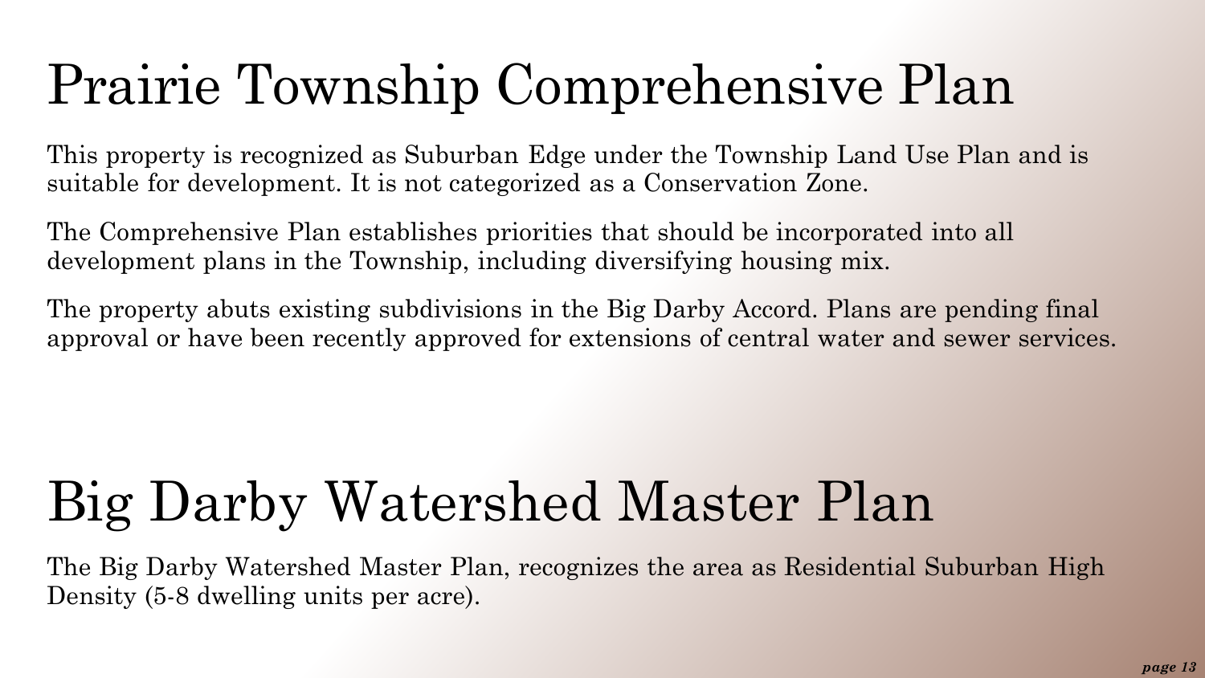# Prairie Township Comprehensive Plan

This property is recognized as Suburban Edge under the Township Land Use Plan and is suitable for development. It is not categorized as a Conservation Zone.

The Comprehensive Plan establishes priorities that should be incorporated into all development plans in the Township, including diversifying housing mix.

The property abuts existing subdivisions in the Big Darby Accord. Plans are pending final approval or have been recently approved for extensions of central water and sewer services.

# Big Darby Watershed Master Plan

The Big Darby Watershed Master Plan, recognizes the area as Residential Suburban High Density (5-8 dwelling units per acre).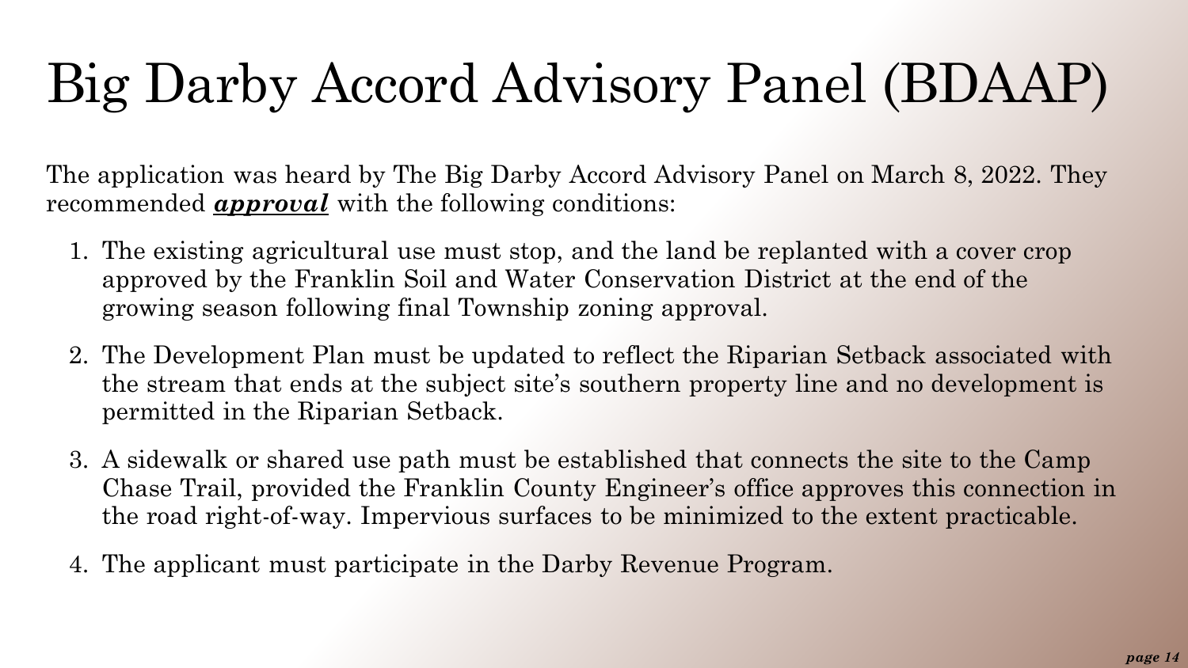# Big Darby Accord Advisory Panel (BDAAP)

The application was heard by The Big Darby Accord Advisory Panel on March 8, 2022. They recommended ***approval*** with the following conditions:

1. The existing agricultural use must stop, and the land be replanted with a cover crop approved by the Franklin Soil and Water Conservation District at the end of the growing season following final Township zoning approval.
2. The Development Plan must be updated to reflect the Riparian Setback associated with the stream that ends at the subject site's southern property line and no development is permitted in the Riparian Setback.
3. A sidewalk or shared use path must be established that connects the site to the Camp Chase Trail, provided the Franklin County Engineer's office approves this connection in the road right-of-way. Impervious surfaces to be minimized to the extent practicable.
4. The applicant must participate in the Darby Revenue Program.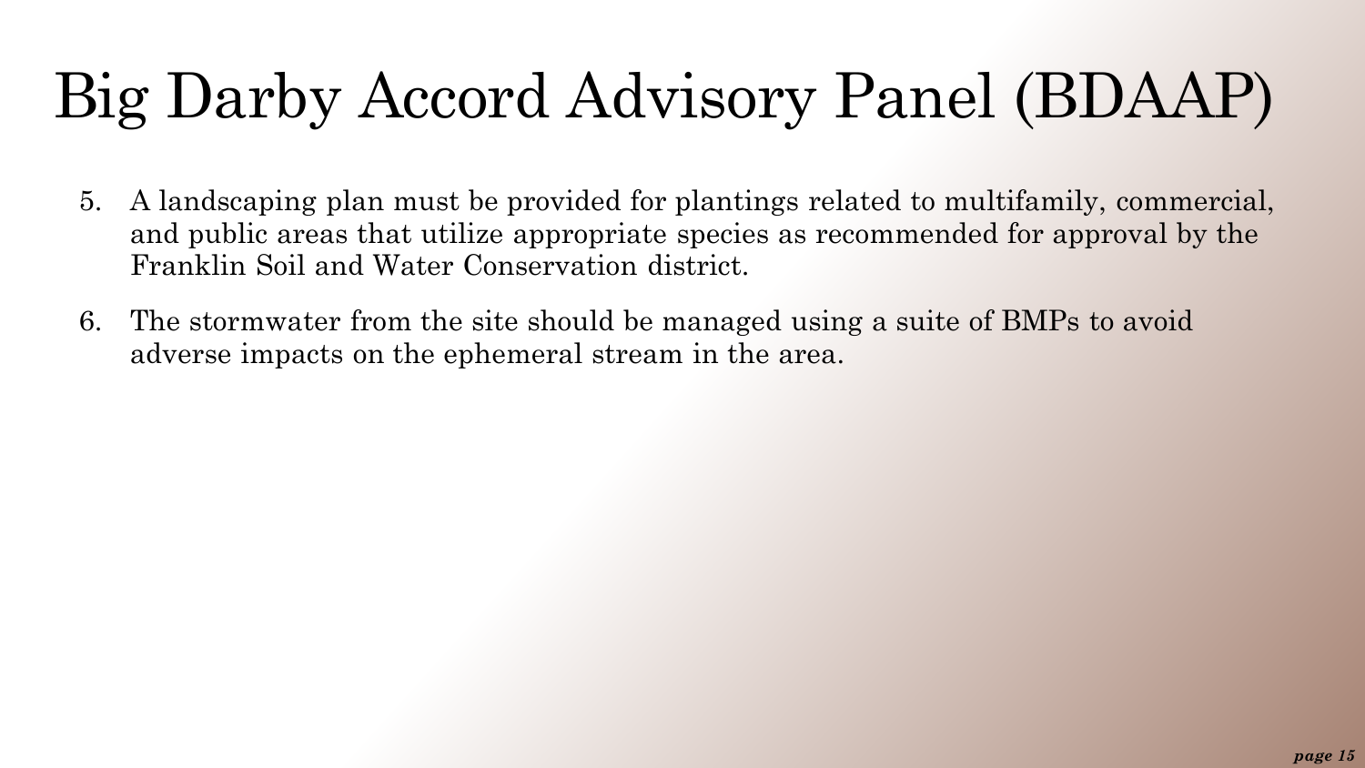# Big Darby Accord Advisory Panel (BDAAP)

5. A landscaping plan must be provided for plantings related to multifamily, commercial, and public areas that utilize appropriate species as recommended for approval by the Franklin Soil and Water Conservation district.

6. The stormwater from the site should be managed using a suite of BMPs to avoid adverse impacts on the ephemeral stream in the area.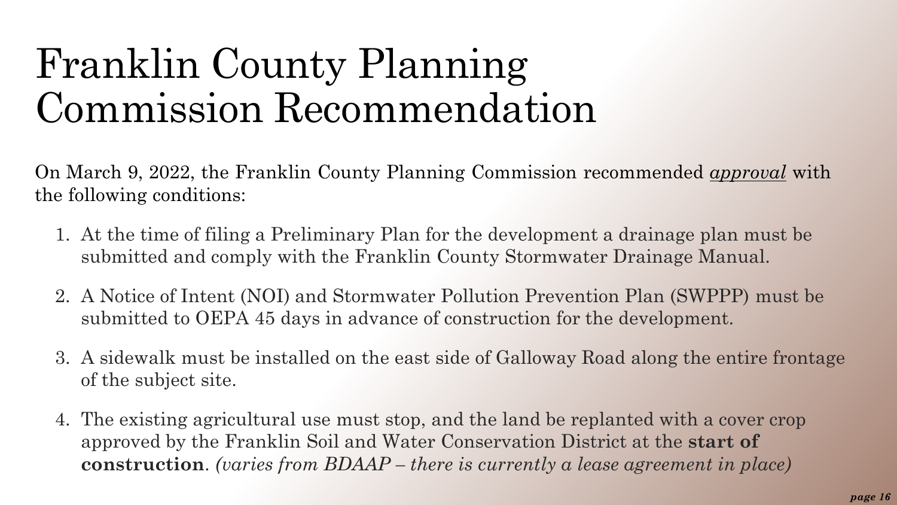# Franklin County Planning Commission Recommendation

On March 9, 2022, the Franklin County Planning Commission recommended *approval* with the following conditions:

1. At the time of filing a Preliminary Plan for the development a drainage plan must be submitted and comply with the Franklin County Stormwater Drainage Manual.

2. A Notice of Intent (NOI) and Stormwater Pollution Prevention Plan (SWPPP) must be submitted to OEPA 45 days in advance of construction for the development.

3. A sidewalk must be installed on the east side of Galloway Road along the entire frontage of the subject site.

4. The existing agricultural use must stop, and the land be replanted with a cover crop approved by the Franklin Soil and Water Conservation District at the **start of construction**. *(varies from BDAAP – there is currently a lease agreement in place)*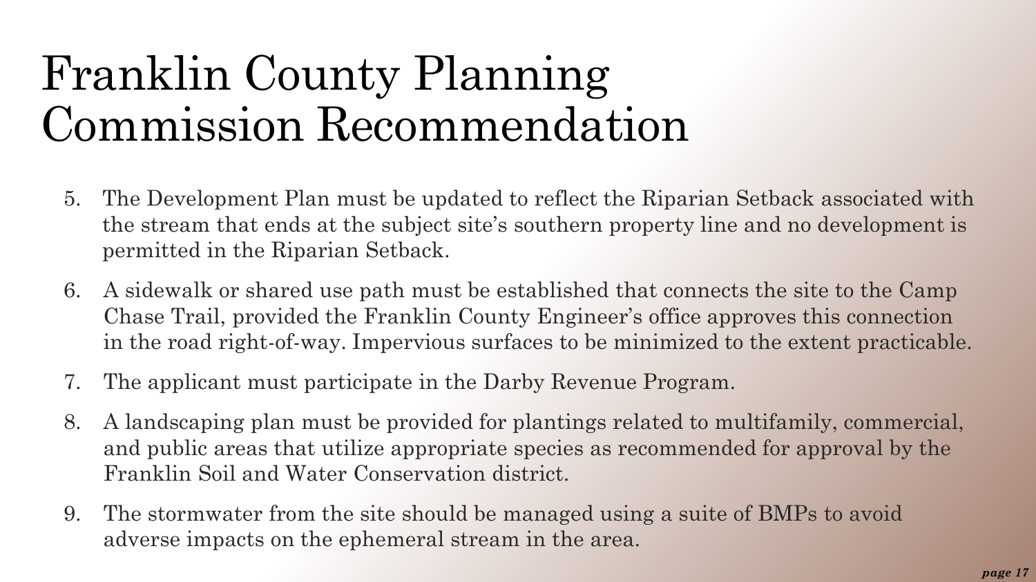# Franklin County Planning Commission Recommendation

5. The Development Plan must be updated to reflect the Riparian Setback associated with the stream that ends at the subject site's southern property line and no development is permitted in the Riparian Setback.
6. A sidewalk or shared use path must be established that connects the site to the Camp Chase Trail, provided the Franklin County Engineer's office approves this connection in the road right-of-way. Impervious surfaces to be minimized to the extent practicable.
7. The applicant must participate in the Darby Revenue Program.
8. A landscaping plan must be provided for plantings related to multifamily, commercial, and public areas that utilize appropriate species as recommended for approval by the Franklin Soil and Water Conservation district.
9. The stormwater from the site should be managed using a suite of BMPs to avoid adverse impacts on the ephemeral stream in the area.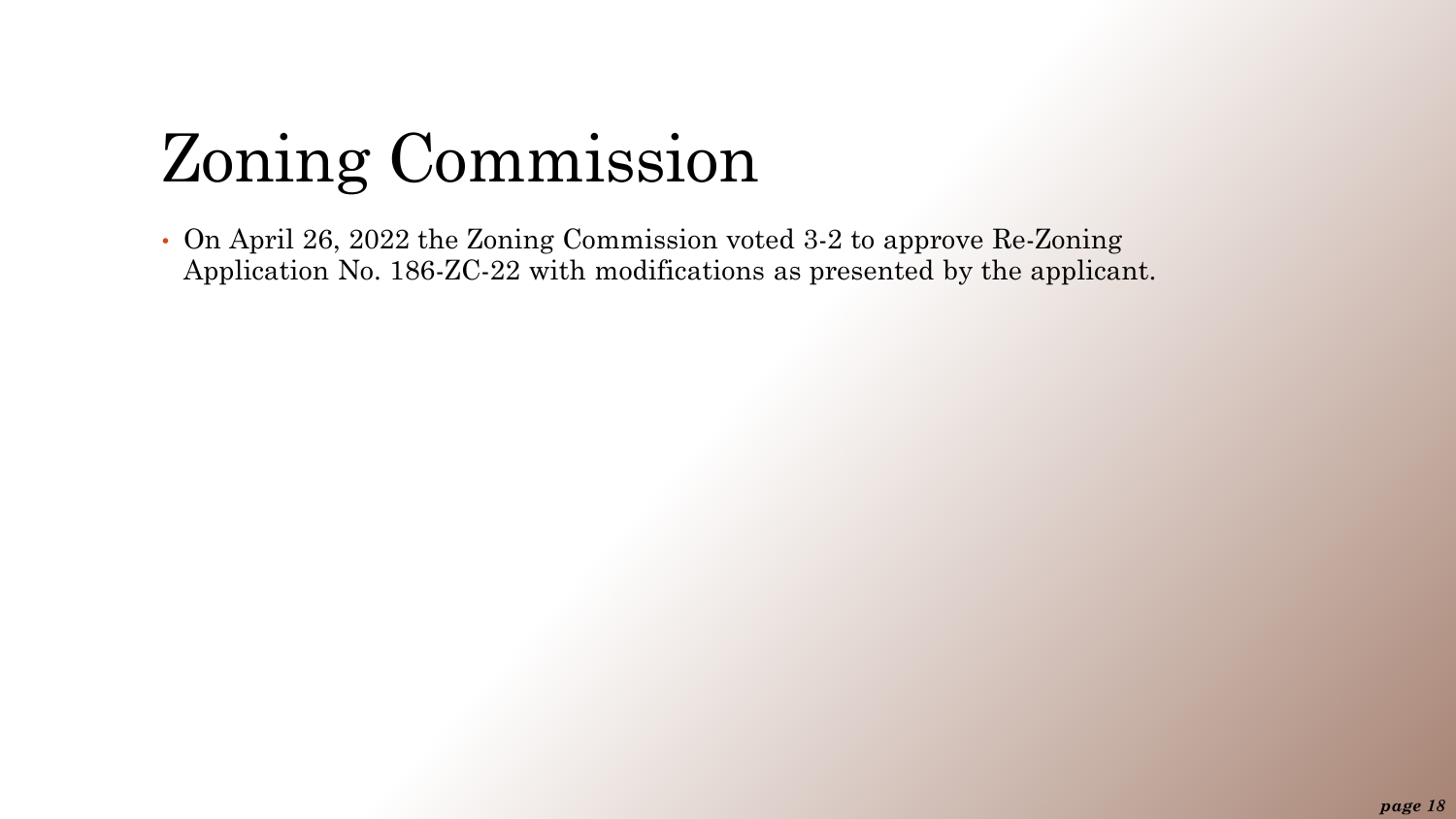# Zoning Commission

- On April 26, 2022 the Zoning Commission voted 3-2 to approve Re-Zoning Application No. 186-ZC-22 with modifications as presented by the applicant.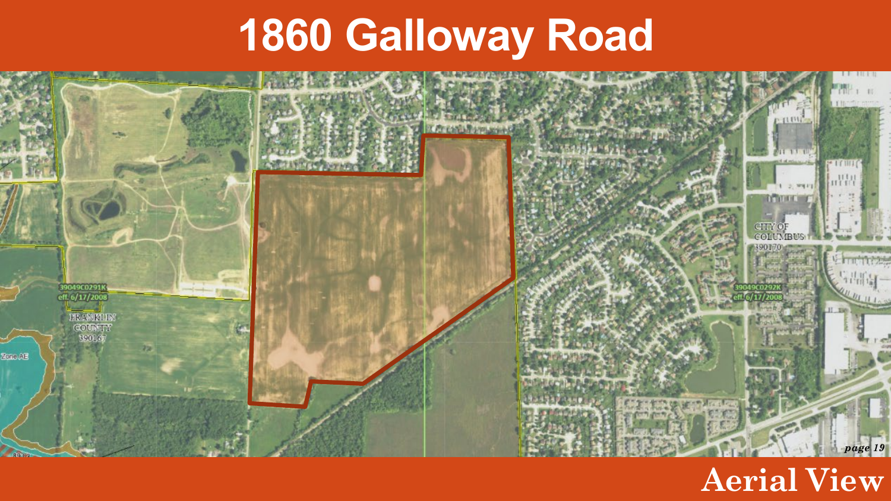# 1860 Galloway Road

39049C0291K
eff. 6/17/2008

FRANKLIN
COUNTY
390167

Zone AE

CITY OF
COLUMBUS
390170

39049C0292K
eff. 6/17/2008

## Aerial View